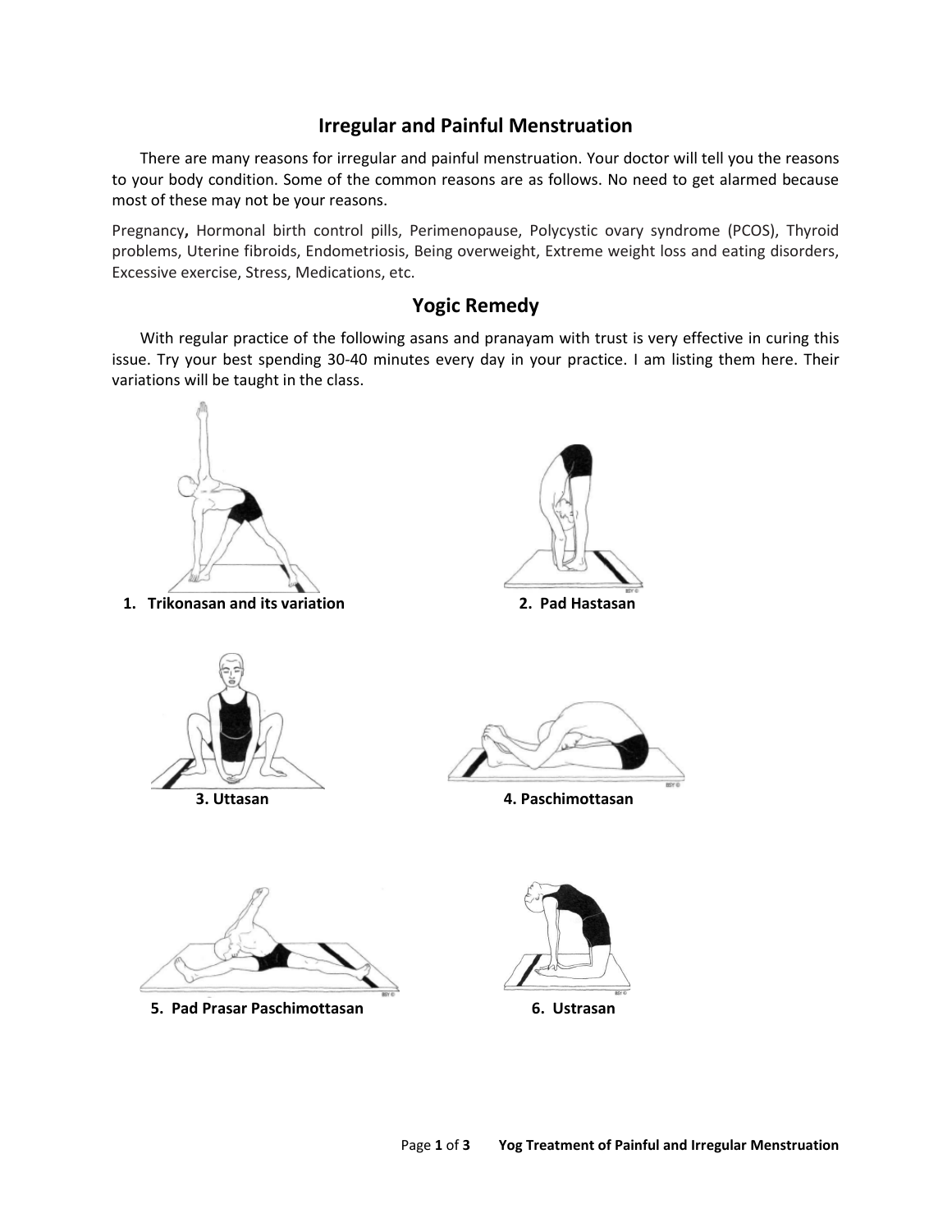## Irregular and Painful Menstruation

There are many reasons for irregular and painful menstruation. Your doctor will tell you the reasons to your body condition. Some of the common reasons are as follows. No need to get alarmed because most of these may not be your reasons.

Pregnancy**,** Hormonal birth control pills, Perimenopause, Polycystic ovary syndrome (PCOS), Thyroid problems, Uterine fibroids, Endometriosis, Being overweight, Extreme weight loss and eating disorders, Excessive exercise, Stress, Medications, etc.

## Yogic Remedy

With regular practice of the following asans and pranayam with trust is very effective in curing this issue. Try your best spending 30-40 minutes every day in your practice. I am listing them here. Their variations will be taught in the class.

**1. Trikonasan and its variation**

**2. Pad Hastasan**

**3. Uttasan**

**4. Paschimottasan**

**5. Pad Prasar Paschimottasan**

**6. Ustrasan**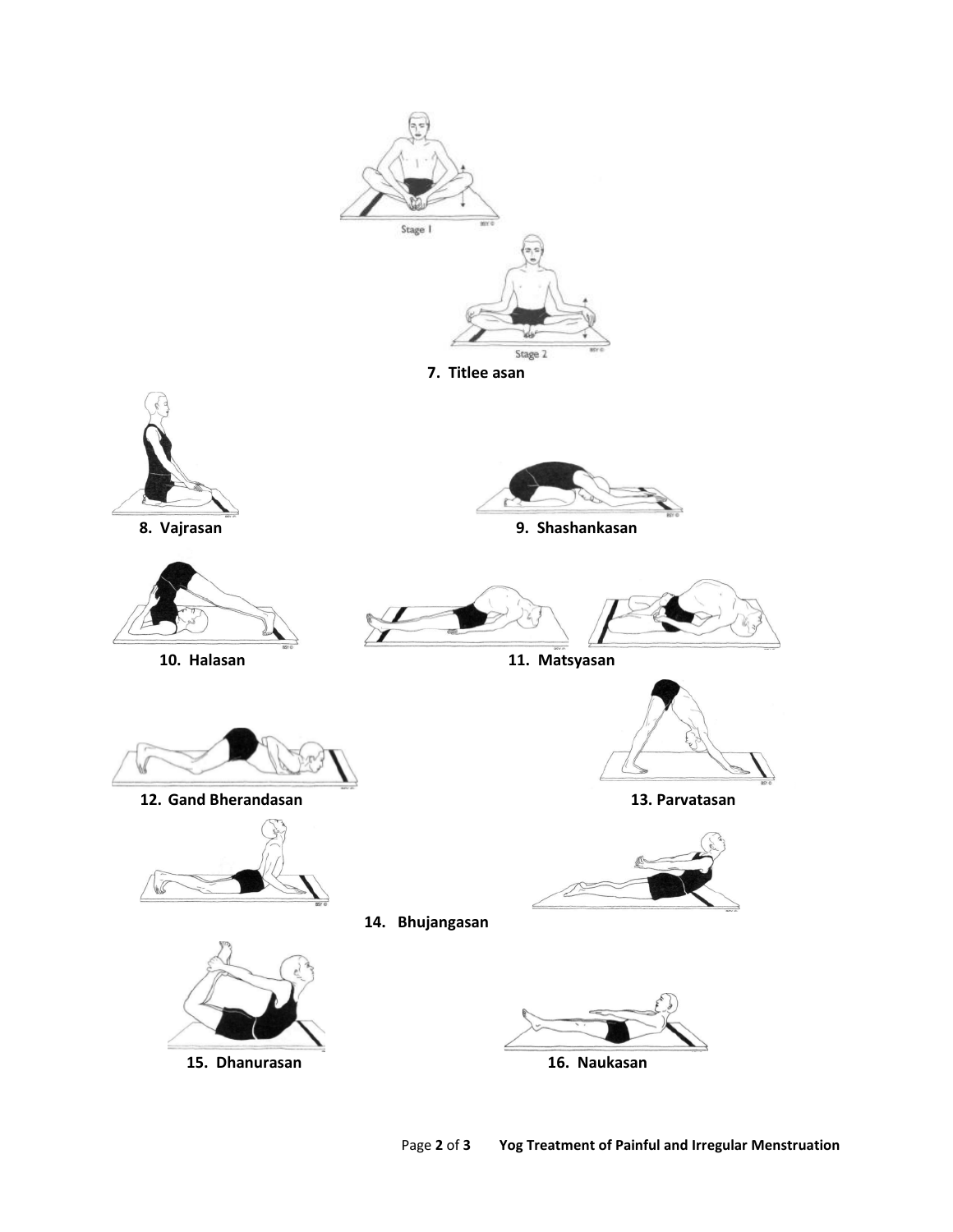Stage 1

Stage 2

**7. Titlee asan**

**8. Vajrasan**

**9. Shashankasan**

**10. Halasan**

**11. Matsyasan**

**12. Gand Bherandasan**

**13. Parvatasan**

**14. Bhujangasan**

**15. Dhanurasan**

**16. Naukasan**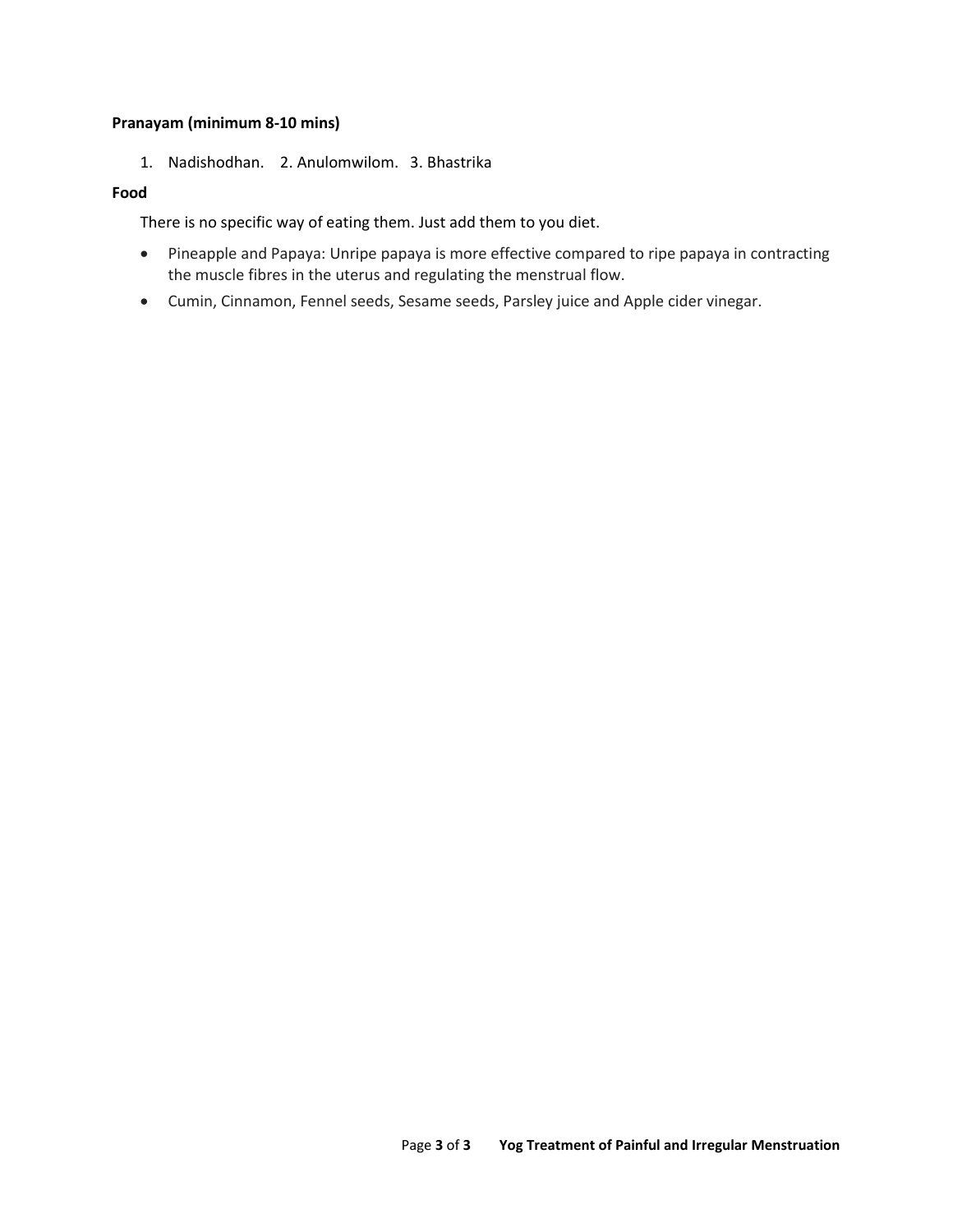**Pranayam (minimum 8-10 mins)**

1. Nadishodhan. 2. Anulomwilom. 3. Bhastrika

**Food**

There is no specific way of eating them. Just add them to you diet.

- Pineapple and Papaya: Unripe papaya is more effective compared to ripe papaya in contracting the muscle fibres in the uterus and regulating the menstrual flow.
- Cumin, Cinnamon, Fennel seeds, Sesame seeds, Parsley juice and Apple cider vinegar.